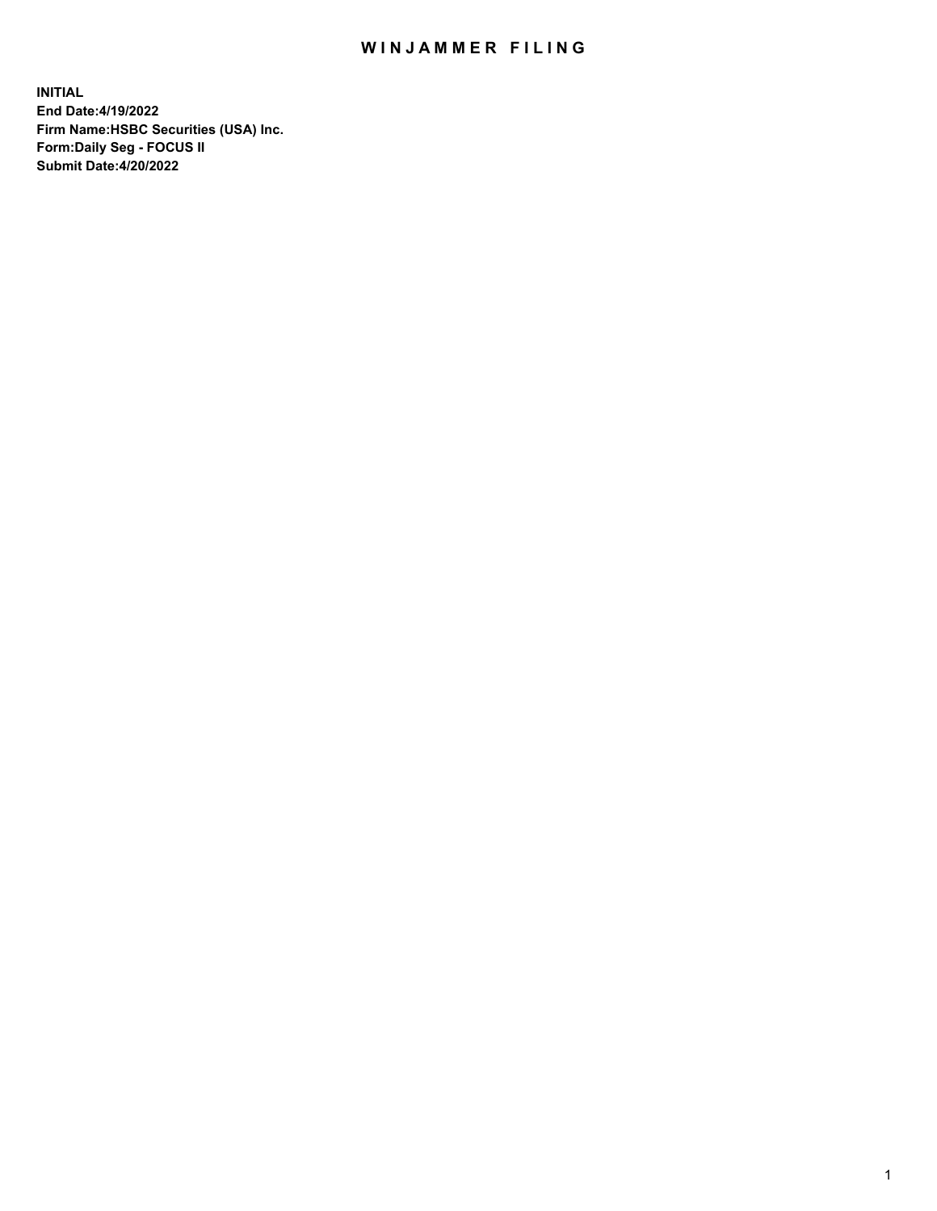# WINJAMMER FILING

**INITIAL**
**End Date:4/19/2022**
**Firm Name:HSBC Securities (USA) Inc.**
**Form:Daily Seg - FOCUS II**
**Submit Date:4/20/2022**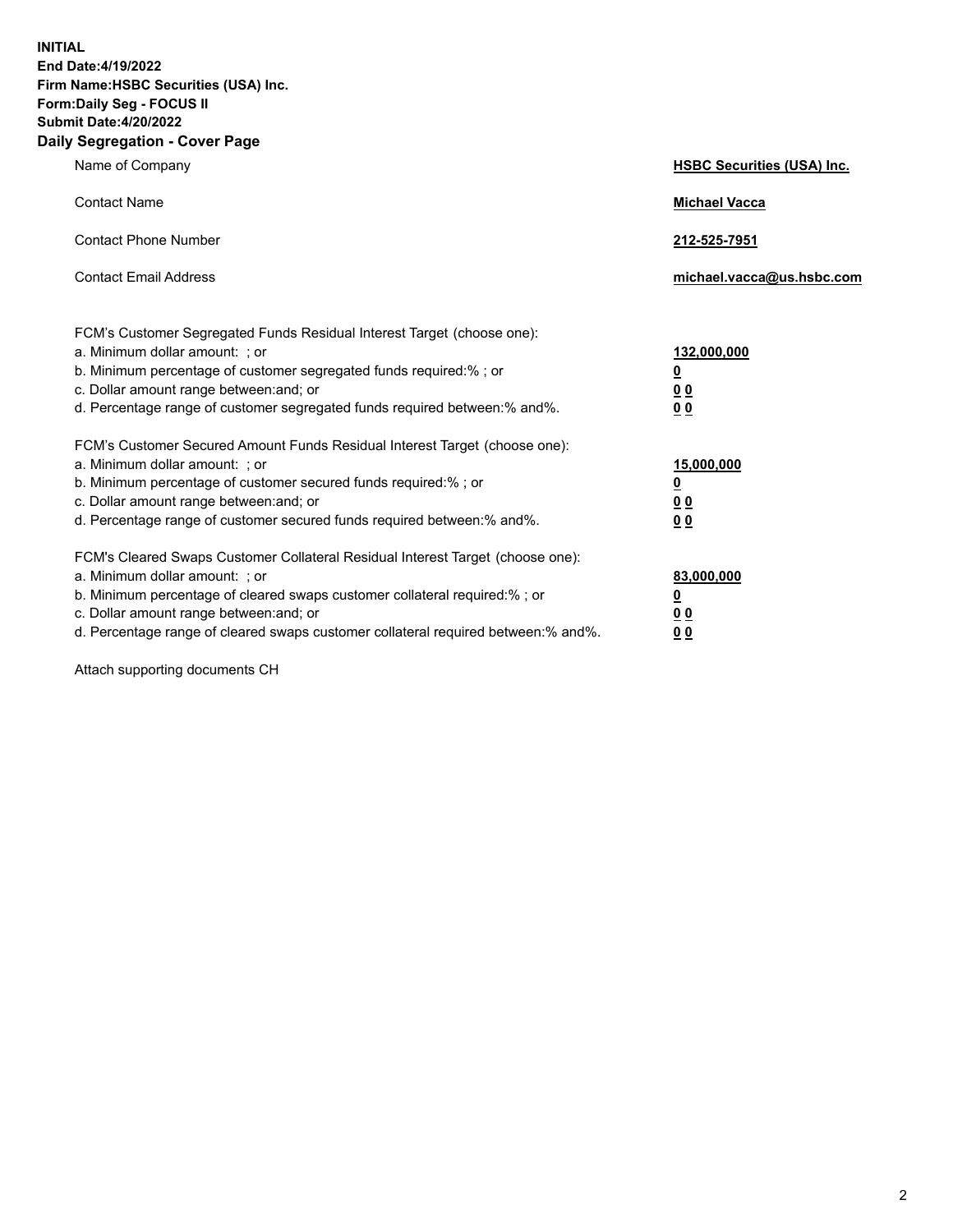**INITIAL**
**End Date:4/19/2022**
**Firm Name:HSBC Securities (USA) Inc.**
**Form:Daily Seg - FOCUS II**
**Submit Date:4/20/2022**

## Daily Segregation - Cover Page

| | |
|---|---|
| Name of Company | **HSBC Securities (USA) Inc.** |
| Contact Name | **Michael Vacca** |
| Contact Phone Number | **212-525-7951** |
| Contact Email Address | **michael.vacca@us.hsbc.com** |

FCM's Customer Segregated Funds Residual Interest Target (choose one):

| | |
|---|---|
| a. Minimum dollar amount: ; or | **132,000,000** |
| b. Minimum percentage of customer segregated funds required:% ; or | **0** |
| c. Dollar amount range between:and; or | **0 0** |
| d. Percentage range of customer segregated funds required between:% and%. | **0 0** |

FCM's Customer Secured Amount Funds Residual Interest Target (choose one):

| | |
|---|---|
| a. Minimum dollar amount: ; or | **15,000,000** |
| b. Minimum percentage of customer secured funds required:% ; or | **0** |
| c. Dollar amount range between:and; or | **0 0** |
| d. Percentage range of customer secured funds required between:% and%. | **0 0** |

FCM's Cleared Swaps Customer Collateral Residual Interest Target (choose one):

| | |
|---|---|
| a. Minimum dollar amount: ; or | **83,000,000** |
| b. Minimum percentage of cleared swaps customer collateral required:% ; or | **0** |
| c. Dollar amount range between:and; or | **0 0** |
| d. Percentage range of cleared swaps customer collateral required between:% and%. | **0 0** |

Attach supporting documents CH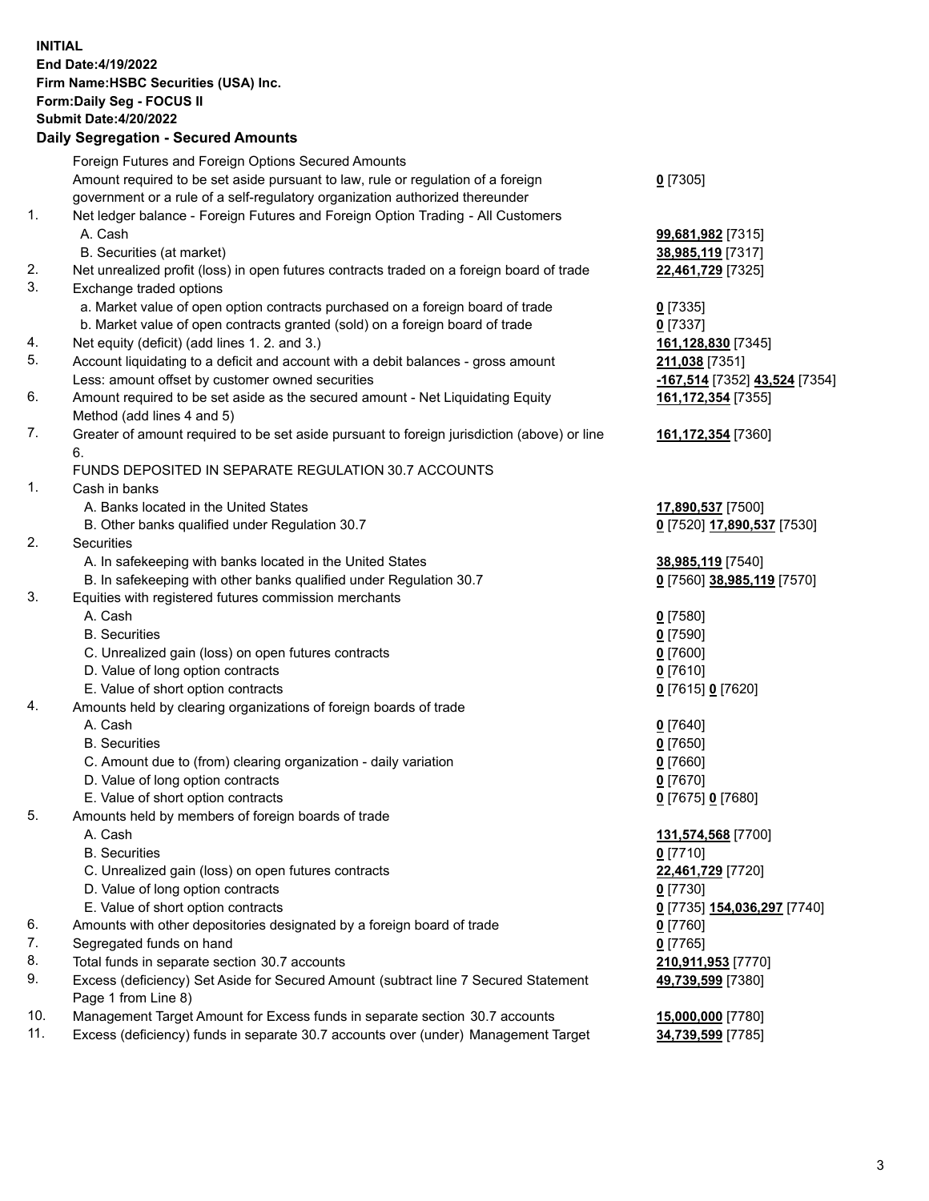**INITIAL**
**End Date:4/19/2022**
**Firm Name:HSBC Securities (USA) Inc.**
**Form:Daily Seg - FOCUS II**
**Submit Date:4/20/2022**

## Daily Segregation - Secured Amounts

| | | |
|---|---|---|
| | Foreign Futures and Foreign Options Secured Amounts | |
| | Amount required to be set aside pursuant to law, rule or regulation of a foreign government or a rule of a self-regulatory organization authorized thereunder | **0** [7305] |
| 1. | Net ledger balance - Foreign Futures and Foreign Option Trading - All Customers | |
| | A. Cash | **99,681,982** [7315] |
| | B. Securities (at market) | **38,985,119** [7317] |
| 2. | Net unrealized profit (loss) in open futures contracts traded on a foreign board of trade | **22,461,729** [7325] |
| 3. | Exchange traded options | |
| | a. Market value of open option contracts purchased on a foreign board of trade | **0** [7335] |
| | b. Market value of open contracts granted (sold) on a foreign board of trade | **0** [7337] |
| 4. | Net equity (deficit) (add lines 1. 2. and 3.) | **161,128,830** [7345] |
| 5. | Account liquidating to a deficit and account with a debit balances - gross amount | **211,038** [7351] |
| | Less: amount offset by customer owned securities | **-167,514** [7352] **43,524** [7354] |
| 6. | Amount required to be set aside as the secured amount - Net Liquidating Equity Method (add lines 4 and 5) | **161,172,354** [7355] |
| 7. | Greater of amount required to be set aside pursuant to foreign jurisdiction (above) or line 6. | **161,172,354** [7360] |
| | FUNDS DEPOSITED IN SEPARATE REGULATION 30.7 ACCOUNTS | |
| 1. | Cash in banks | |
| | A. Banks located in the United States | **17,890,537** [7500] |
| | B. Other banks qualified under Regulation 30.7 | **0** [7520] **17,890,537** [7530] |
| 2. | Securities | |
| | A. In safekeeping with banks located in the United States | **38,985,119** [7540] |
| | B. In safekeeping with other banks qualified under Regulation 30.7 | **0** [7560] **38,985,119** [7570] |
| 3. | Equities with registered futures commission merchants | |
| | A. Cash | **0** [7580] |
| | B. Securities | **0** [7590] |
| | C. Unrealized gain (loss) on open futures contracts | **0** [7600] |
| | D. Value of long option contracts | **0** [7610] |
| | E. Value of short option contracts | **0** [7615] **0** [7620] |
| 4. | Amounts held by clearing organizations of foreign boards of trade | |
| | A. Cash | **0** [7640] |
| | B. Securities | **0** [7650] |
| | C. Amount due to (from) clearing organization - daily variation | **0** [7660] |
| | D. Value of long option contracts | **0** [7670] |
| | E. Value of short option contracts | **0** [7675] **0** [7680] |
| 5. | Amounts held by members of foreign boards of trade | |
| | A. Cash | **131,574,568** [7700] |
| | B. Securities | **0** [7710] |
| | C. Unrealized gain (loss) on open futures contracts | **22,461,729** [7720] |
| | D. Value of long option contracts | **0** [7730] |
| | E. Value of short option contracts | **0** [7735] **154,036,297** [7740] |
| 6. | Amounts with other depositories designated by a foreign board of trade | **0** [7760] |
| 7. | Segregated funds on hand | **0** [7765] |
| 8. | Total funds in separate section 30.7 accounts | **210,911,953** [7770] |
| 9. | Excess (deficiency) Set Aside for Secured Amount (subtract line 7 Secured Statement Page 1 from Line 8) | **49,739,599** [7380] |
| 10. | Management Target Amount for Excess funds in separate section 30.7 accounts | **15,000,000** [7780] |
| 11. | Excess (deficiency) funds in separate 30.7 accounts over (under) Management Target | **34,739,599** [7785] |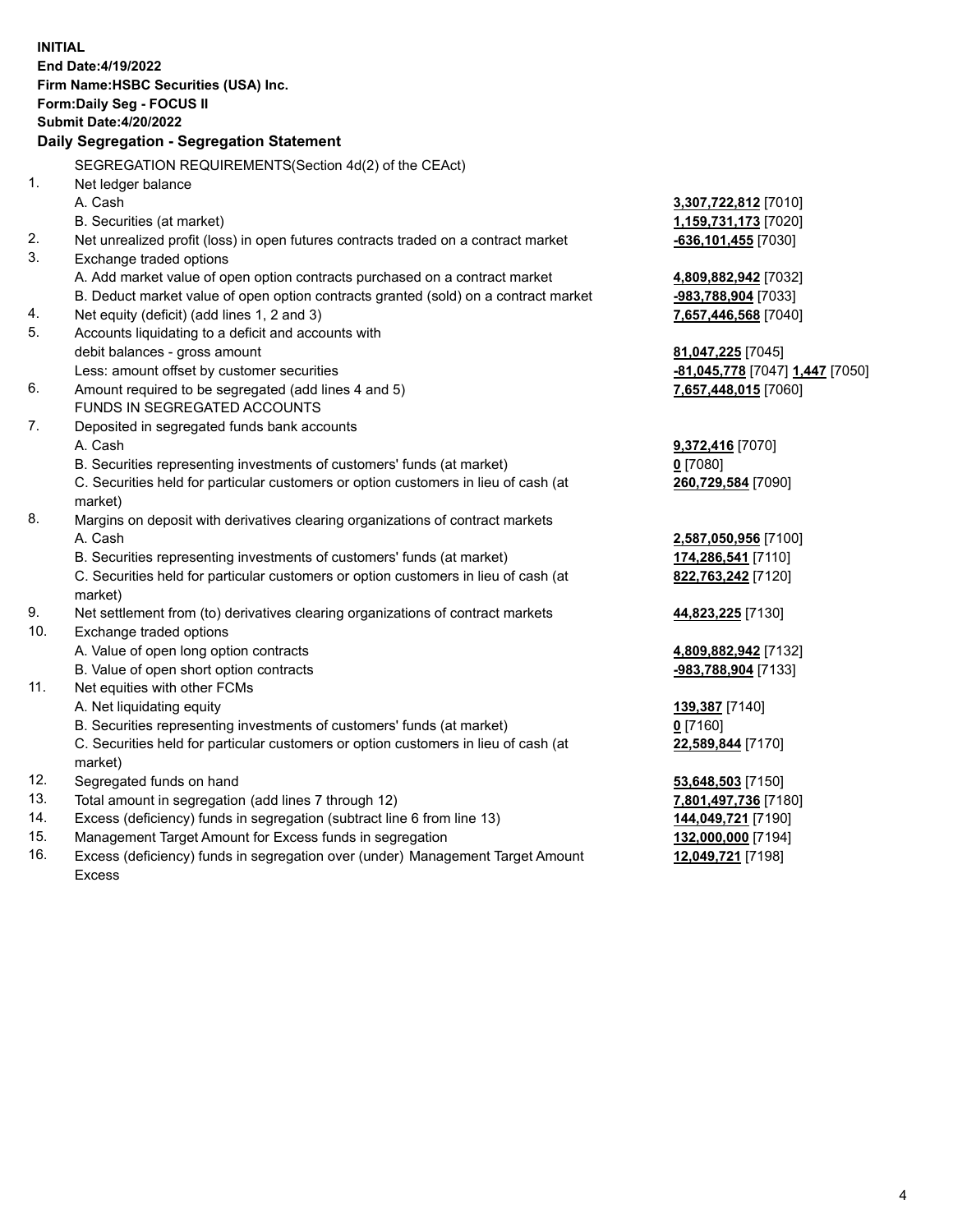**INITIAL**
**End Date:4/19/2022**
**Firm Name:HSBC Securities (USA) Inc.**
**Form:Daily Seg - FOCUS II**
**Submit Date:4/20/2022**

## Daily Segregation - Segregation Statement

SEGREGATION REQUIREMENTS(Section 4d(2) of the CEAct)

| | | |
|---|---|---|
| 1. | Net ledger balance | |
| | A. Cash | **3,307,722,812** [7010] |
| | B. Securities (at market) | **1,159,731,173** [7020] |
| 2. | Net unrealized profit (loss) in open futures contracts traded on a contract market | **-636,101,455** [7030] |
| 3. | Exchange traded options | |
| | A. Add market value of open option contracts purchased on a contract market | **4,809,882,942** [7032] |
| | B. Deduct market value of open option contracts granted (sold) on a contract market | **-983,788,904** [7033] |
| 4. | Net equity (deficit) (add lines 1, 2 and 3) | **7,657,446,568** [7040] |
| 5. | Accounts liquidating to a deficit and accounts with debit balances - gross amount | **81,047,225** [7045] |
| | Less: amount offset by customer securities | **-81,045,778** [7047] **1,447** [7050] |
| 6. | Amount required to be segregated (add lines 4 and 5) | **7,657,448,015** [7060] |
| | FUNDS IN SEGREGATED ACCOUNTS | |
| 7. | Deposited in segregated funds bank accounts | |
| | A. Cash | **9,372,416** [7070] |
| | B. Securities representing investments of customers' funds (at market) | **0** [7080] |
| | C. Securities held for particular customers or option customers in lieu of cash (at market) | **260,729,584** [7090] |
| 8. | Margins on deposit with derivatives clearing organizations of contract markets | |
| | A. Cash | **2,587,050,956** [7100] |
| | B. Securities representing investments of customers' funds (at market) | **174,286,541** [7110] |
| | C. Securities held for particular customers or option customers in lieu of cash (at market) | **822,763,242** [7120] |
| 9. | Net settlement from (to) derivatives clearing organizations of contract markets | **44,823,225** [7130] |
| 10. | Exchange traded options | |
| | A. Value of open long option contracts | **4,809,882,942** [7132] |
| | B. Value of open short option contracts | **-983,788,904** [7133] |
| 11. | Net equities with other FCMs | |
| | A. Net liquidating equity | **139,387** [7140] |
| | B. Securities representing investments of customers' funds (at market) | **0** [7160] |
| | C. Securities held for particular customers or option customers in lieu of cash (at market) | **22,589,844** [7170] |
| 12. | Segregated funds on hand | **53,648,503** [7150] |
| 13. | Total amount in segregation (add lines 7 through 12) | **7,801,497,736** [7180] |
| 14. | Excess (deficiency) funds in segregation (subtract line 6 from line 13) | **144,049,721** [7190] |
| 15. | Management Target Amount for Excess funds in segregation | **132,000,000** [7194] |
| 16. | Excess (deficiency) funds in segregation over (under) Management Target Amount Excess | **12,049,721** [7198] |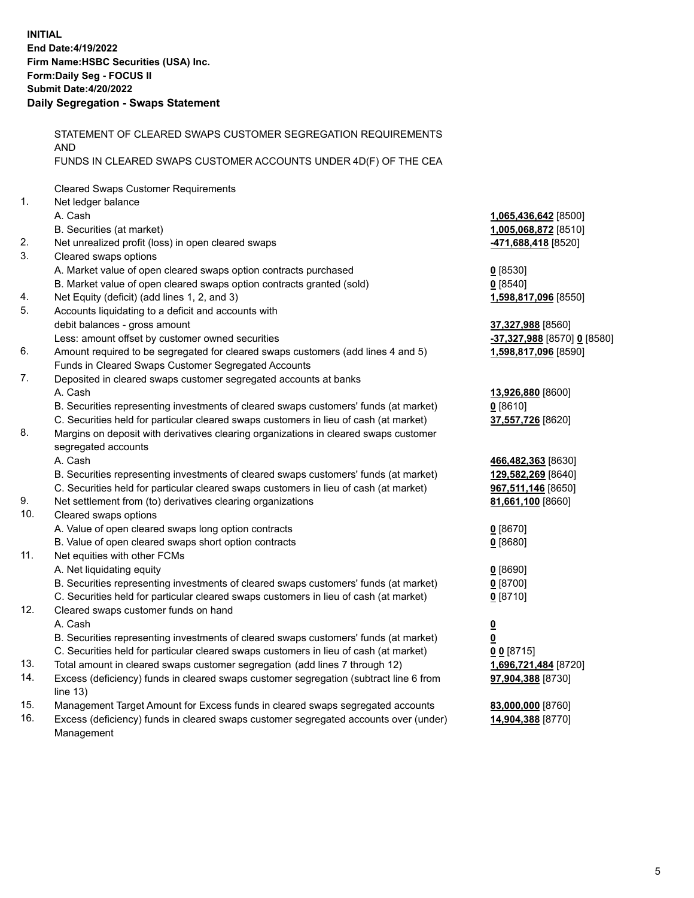**INITIAL**
**End Date:4/19/2022**
**Firm Name:HSBC Securities (USA) Inc.**
**Form:Daily Seg - FOCUS II**
**Submit Date:4/20/2022**
**Daily Segregation - Swaps Statement**

STATEMENT OF CLEARED SWAPS CUSTOMER SEGREGATION REQUIREMENTS AND FUNDS IN CLEARED SWAPS CUSTOMER ACCOUNTS UNDER 4D(F) OF THE CEA

| | | |
|---|---|---|
| | Cleared Swaps Customer Requirements | |
| 1. | Net ledger balance | |
| | A. Cash | **1,065,436,642** [8500] |
| | B. Securities (at market) | **1,005,068,872** [8510] |
| 2. | Net unrealized profit (loss) in open cleared swaps | **-471,688,418** [8520] |
| 3. | Cleared swaps options | |
| | A. Market value of open cleared swaps option contracts purchased | **0** [8530] |
| | B. Market value of open cleared swaps option contracts granted (sold) | **0** [8540] |
| 4. | Net Equity (deficit) (add lines 1, 2, and 3) | **1,598,817,096** [8550] |
| 5. | Accounts liquidating to a deficit and accounts with debit balances - gross amount | **37,327,988** [8560] |
| | Less: amount offset by customer owned securities | **-37,327,988** [8570] **0** [8580] |
| 6. | Amount required to be segregated for cleared swaps customers (add lines 4 and 5) | **1,598,817,096** [8590] |
| | Funds in Cleared Swaps Customer Segregated Accounts | |
| 7. | Deposited in cleared swaps customer segregated accounts at banks | |
| | A. Cash | **13,926,880** [8600] |
| | B. Securities representing investments of cleared swaps customers' funds (at market) | **0** [8610] |
| | C. Securities held for particular cleared swaps customers in lieu of cash (at market) | **37,557,726** [8620] |
| 8. | Margins on deposit with derivatives clearing organizations in cleared swaps customer segregated accounts | |
| | A. Cash | **466,482,363** [8630] |
| | B. Securities representing investments of cleared swaps customers' funds (at market) | **129,582,269** [8640] |
| | C. Securities held for particular cleared swaps customers in lieu of cash (at market) | **967,511,146** [8650] |
| 9. | Net settlement from (to) derivatives clearing organizations | **81,661,100** [8660] |
| 10. | Cleared swaps options | |
| | A. Value of open cleared swaps long option contracts | **0** [8670] |
| | B. Value of open cleared swaps short option contracts | **0** [8680] |
| 11. | Net equities with other FCMs | |
| | A. Net liquidating equity | **0** [8690] |
| | B. Securities representing investments of cleared swaps customers' funds (at market) | **0** [8700] |
| | C. Securities held for particular cleared swaps customers in lieu of cash (at market) | **0** [8710] |
| 12. | Cleared swaps customer funds on hand | |
| | A. Cash | **0** |
| | B. Securities representing investments of cleared swaps customers' funds (at market) | **0** |
| | C. Securities held for particular cleared swaps customers in lieu of cash (at market) | **0** **0** [8715] |
| 13. | Total amount in cleared swaps customer segregation (add lines 7 through 12) | **1,696,721,484** [8720] |
| 14. | Excess (deficiency) funds in cleared swaps customer segregation (subtract line 6 from line 13) | **97,904,388** [8730] |
| 15. | Management Target Amount for Excess funds in cleared swaps segregated accounts | **83,000,000** [8760] |
| 16. | Excess (deficiency) funds in cleared swaps customer segregated accounts over (under) Management | **14,904,388** [8770] |